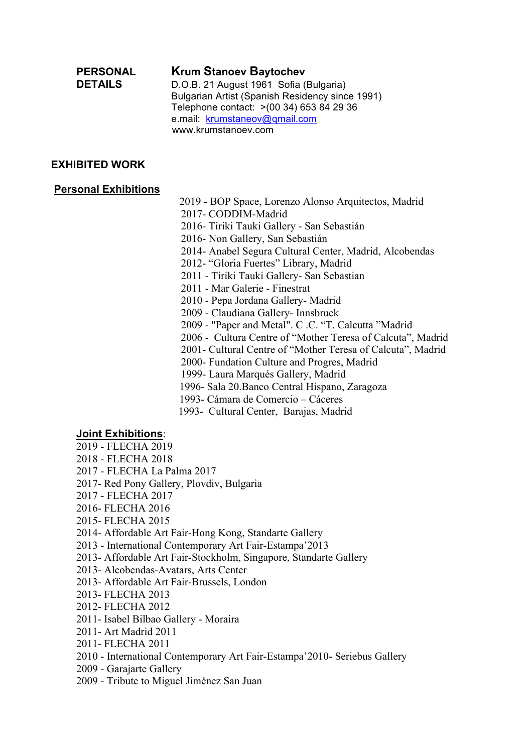**PERSONAL DETAILS**

**Krum Stanoev Baytochev**
D.O.B. 21 August 1961 Sofia (Bulgaria)
Bulgarian Artist (Spanish Residency since 1991)
Telephone contact: >(00 34) 653 84 29 36
e.mail: krumstaneov@gmail.com
www.krumstanoev.com

## EXHIBITED WORK

### Personal Exhibitions

2019 - BOP Space, Lorenzo Alonso Arquitectos, Madrid
2017- CODDIM-Madrid
2016- Tiriki Tauki Gallery - San Sebastián
2016- Non Gallery, San Sebastián
2014- Anabel Segura Cultural Center, Madrid, Alcobendas
2012- "Gloria Fuertes" Library, Madrid
2011 - Tiriki Tauki Gallery- San Sebastian
2011 - Mar Galerie - Finestrat
2010 - Pepa Jordana Gallery- Madrid
2009 - Claudiana Gallery- Innsbruck
2009 - "Paper and Metal". C .C. "T. Calcutta "Madrid
2006 - Cultura Centre of "Mother Teresa of Calcutta", Madrid
2001- Cultural Centre of "Mother Teresa of Calcutta", Madrid
2000- Fundation Culture and Progres, Madrid
1999- Laura Marqués Gallery, Madrid
1996- Sala 20.Banco Central Hispano, Zaragoza
1993- Cámara de Comercio – Cáceres
1993- Cultural Center, Barajas, Madrid

### Joint Exhibitions:

2019 - FLECHA 2019
2018 - FLECHA 2018
2017 - FLECHA La Palma 2017
2017- Red Pony Gallery, Plovdiv, Bulgaria
2017 - FLECHA 2017
2016- FLECHA 2016
2015- FLECHA 2015
2014- Affordable Art Fair-Hong Kong, Standarte Gallery
2013 - International Contemporary Art Fair-Estampa'2013
2013- Affordable Art Fair-Stockholm, Singapore, Standarte Gallery
2013- Alcobendas-Avatars, Arts Center
2013- Affordable Art Fair-Brussels, London
2013- FLECHA 2013
2012- FLECHA 2012
2011- Isabel Bilbao Gallery - Moraira
2011- Art Madrid 2011
2011- FLECHA 2011
2010 - International Contemporary Art Fair-Estampa'2010- Seriebus Gallery
2009 - Garajarte Gallery
2009 - Tribute to Miguel Jiménez San Juan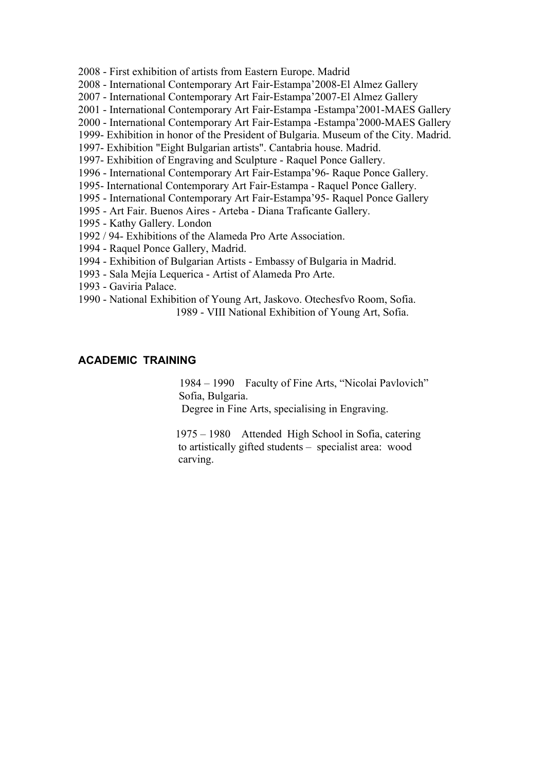2008 - First exhibition of artists from Eastern Europe. Madrid
2008 - International Contemporary Art Fair-Estampa'2008-El Almez Gallery
2007 - International Contemporary Art Fair-Estampa'2007-El Almez Gallery
2001 - International Contemporary Art Fair-Estampa -Estampa'2001-MAES Gallery
2000 - International Contemporary Art Fair-Estampa -Estampa'2000-MAES Gallery
1999- Exhibition in honor of the President of Bulgaria. Museum of the City. Madrid.
1997- Exhibition "Eight Bulgarian artists". Cantabria house. Madrid.
1997- Exhibition of Engraving and Sculpture - Raquel Ponce Gallery.
1996 - International Contemporary Art Fair-Estampa'96- Raque Ponce Gallery.
1995- International Contemporary Art Fair-Estampa - Raquel Ponce Gallery.
1995 - International Contemporary Art Fair-Estampa'95- Raquel Ponce Gallery
1995 - Art Fair. Buenos Aires - Arteba - Diana Traficante Gallery.
1995 - Kathy Gallery. London
1992 / 94- Exhibitions of the Alameda Pro Arte Association.
1994 - Raquel Ponce Gallery, Madrid.
1994 - Exhibition of Bulgarian Artists - Embassy of Bulgaria in Madrid.
1993 - Sala Mejía Lequerica - Artist of Alameda Pro Arte.
1993 - Gaviria Palace.
1990 - National Exhibition of Young Art, Jaskovo. Otechesfvo Room, Sofia.
1989 - VIII National Exhibition of Young Art, Sofia.

## ACADEMIC TRAINING

1984 – 1990 Faculty of Fine Arts, "Nicolai Pavlovich" Sofia, Bulgaria.
Degree in Fine Arts, specialising in Engraving.

1975 – 1980 Attended High School in Sofia, catering to artistically gifted students – specialist area: wood carving.